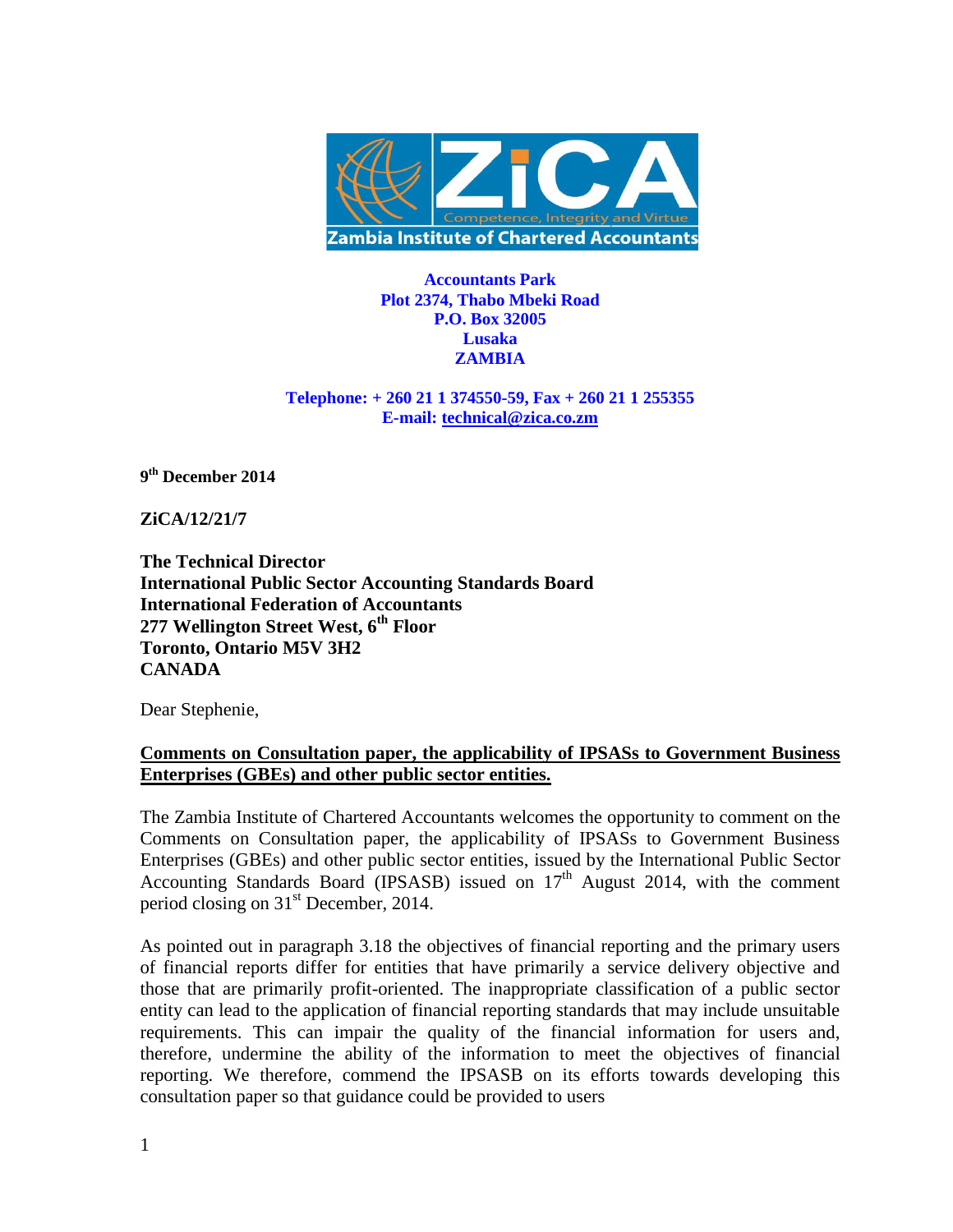**Accountants Park**
**Plot 2374, Thabo Mbeki Road**
**P.O. Box 32005**
**Lusaka**
**ZAMBIA**

**Telephone: + 260 21 1 374550-59, Fax + 260 21 1 255355**
**E-mail: technical@zica.co.zm**

**9th December 2014**

**ZiCA/12/21/7**

**The Technical Director**
**International Public Sector Accounting Standards Board**
**International Federation of Accountants**
**277 Wellington Street West, 6th Floor**
**Toronto, Ontario M5V 3H2**
**CANADA**

Dear Stephenie,

**Comments on Consultation paper, the applicability of IPSASs to Government Business Enterprises (GBEs) and other public sector entities.**

The Zambia Institute of Chartered Accountants welcomes the opportunity to comment on the Comments on Consultation paper, the applicability of IPSASs to Government Business Enterprises (GBEs) and other public sector entities, issued by the International Public Sector Accounting Standards Board (IPSASB) issued on 17th August 2014, with the comment period closing on 31st December, 2014.

As pointed out in paragraph 3.18 the objectives of financial reporting and the primary users of financial reports differ for entities that have primarily a service delivery objective and those that are primarily profit-oriented. The inappropriate classification of a public sector entity can lead to the application of financial reporting standards that may include unsuitable requirements. This can impair the quality of the financial information for users and, therefore, undermine the ability of the information to meet the objectives of financial reporting. We therefore, commend the IPSASB on its efforts towards developing this consultation paper so that guidance could be provided to users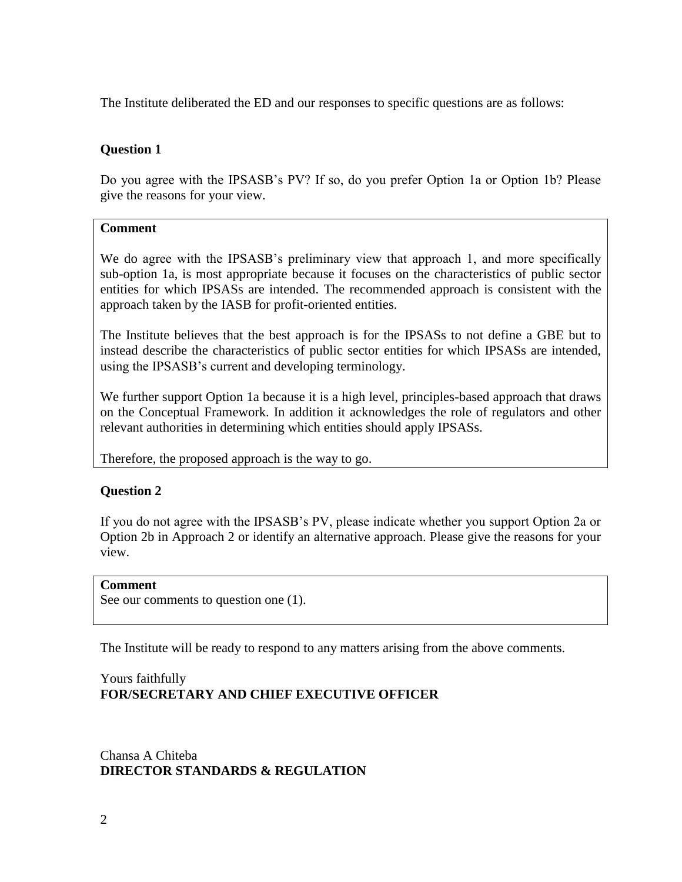The Institute deliberated the ED and our responses to specific questions are as follows:

**Question 1**

Do you agree with the IPSASB's PV? If so, do you prefer Option 1a or Option 1b? Please give the reasons for your view.

**Comment**

We do agree with the IPSASB's preliminary view that approach 1, and more specifically sub-option 1a, is most appropriate because it focuses on the characteristics of public sector entities for which IPSASs are intended. The recommended approach is consistent with the approach taken by the IASB for profit-oriented entities.

The Institute believes that the best approach is for the IPSASs to not define a GBE but to instead describe the characteristics of public sector entities for which IPSASs are intended, using the IPSASB's current and developing terminology.

We further support Option 1a because it is a high level, principles-based approach that draws on the Conceptual Framework. In addition it acknowledges the role of regulators and other relevant authorities in determining which entities should apply IPSASs.

Therefore, the proposed approach is the way to go.

**Question 2**

If you do not agree with the IPSASB's PV, please indicate whether you support Option 2a or Option 2b in Approach 2 or identify an alternative approach. Please give the reasons for your view.

**Comment**

See our comments to question one (1).

The Institute will be ready to respond to any matters arising from the above comments.

Yours faithfully

**FOR/SECRETARY AND CHIEF EXECUTIVE OFFICER**

Chansa A Chiteba

**DIRECTOR STANDARDS & REGULATION**